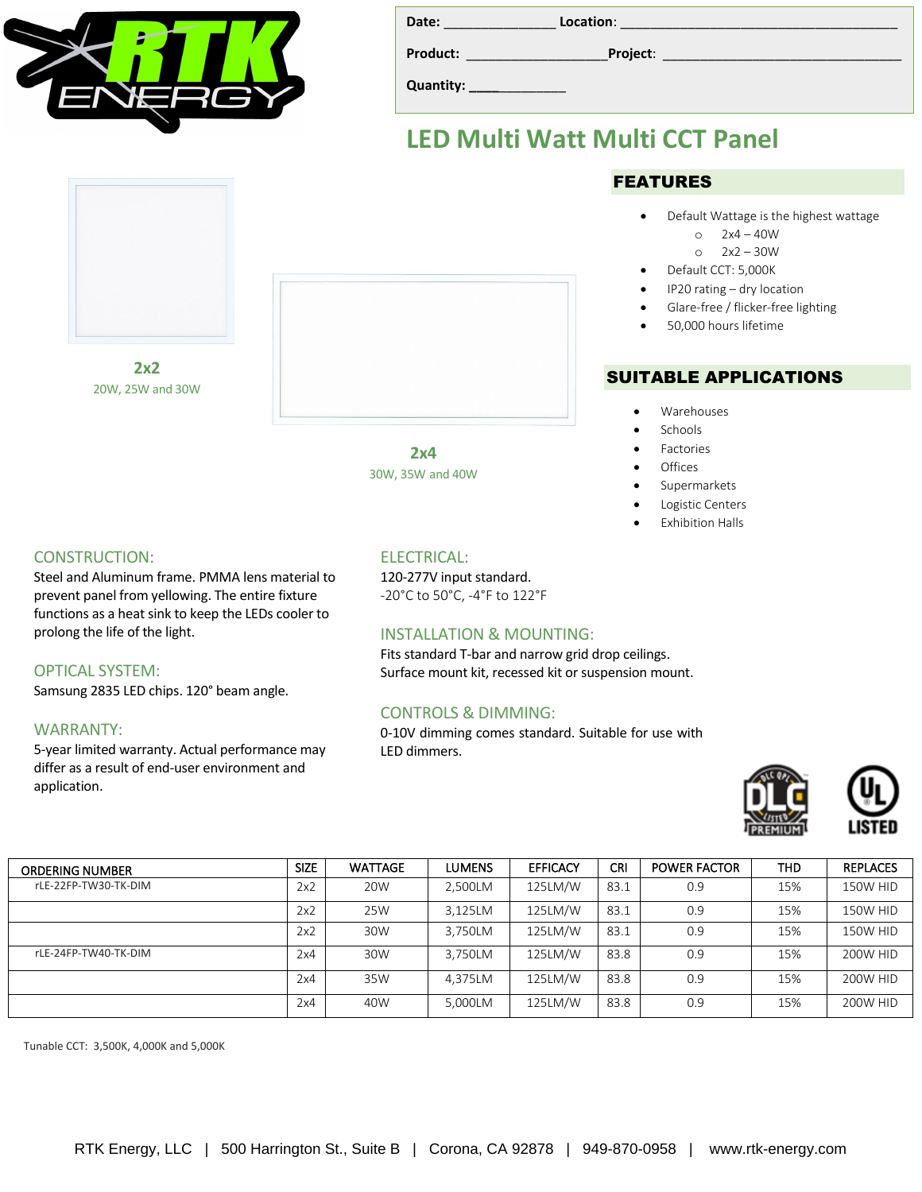**Date:** ______________ **Location:** ____________________________________

**Product:** ___________________ **Project:** _________________________________

**Quantity:** ____________

# LED Multi Watt Multi CCT Panel

**2x2**
20W, 25W and 30W

**2x4**
30W, 35W and 40W

## FEATURES

- Default Wattage is the highest wattage
  - 2x4 – 40W
  - 2x2 – 30W
- Default CCT: 5,000K
- IP20 rating – dry location
- Glare-free / flicker-free lighting
- 50,000 hours lifetime

## SUITABLE APPLICATIONS

- Warehouses
- Schools
- Factories
- Offices
- Supermarkets
- Logistic Centers
- Exhibition Halls

### CONSTRUCTION:

Steel and Aluminum frame. PMMA lens material to prevent panel from yellowing. The entire fixture functions as a heat sink to keep the LEDs cooler to prolong the life of the light.

### OPTICAL SYSTEM:

Samsung 2835 LED chips. 120° beam angle.

### WARRANTY:

5-year limited warranty. Actual performance may differ as a result of end-user environment and application.

### ELECTRICAL:

120-277V input standard.
-20°C to 50°C, -4°F to 122°F

### INSTALLATION & MOUNTING:

Fits standard T-bar and narrow grid drop ceilings.
Surface mount kit, recessed kit or suspension mount.

### CONTROLS & DIMMING:

0-10V dimming comes standard. Suitable for use with LED dimmers.

| ORDERING NUMBER | SIZE | WATTAGE | LUMENS | EFFICACY | CRI | POWER FACTOR | THD | REPLACES |
|---|---|---|---|---|---|---|---|---|
| rLE-22FP-TW30-TK-DIM | 2x2 | 20W | 2,500LM | 125LM/W | 83.1 | 0.9 | 15% | 150W HID |
| | 2x2 | 25W | 3,125LM | 125LM/W | 83.1 | 0.9 | 15% | 150W HID |
| | 2x2 | 30W | 3,750LM | 125LM/W | 83.1 | 0.9 | 15% | 150W HID |
| rLE-24FP-TW40-TK-DIM | 2x4 | 30W | 3,750LM | 125LM/W | 83.8 | 0.9 | 15% | 200W HID |
| | 2x4 | 35W | 4,375LM | 125LM/W | 83.8 | 0.9 | 15% | 200W HID |
| | 2x4 | 40W | 5,000LM | 125LM/W | 83.8 | 0.9 | 15% | 200W HID |

Tunable CCT: 3,500K, 4,000K and 5,000K

RTK Energy, LLC | 500 Harrington St., Suite B | Corona, CA 92878 | 949-870-0958 | www.rtk-energy.com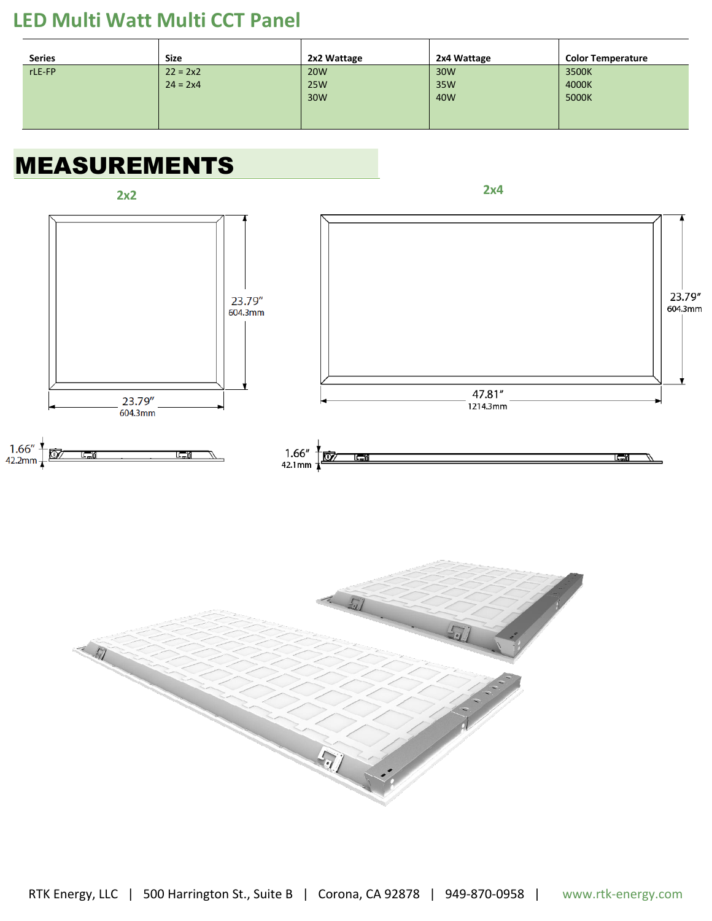## LED Multi Watt Multi CCT Panel

| Series | Size | 2x2 Wattage | 2x4 Wattage | Color Temperature |
|---|---|---|---|---|
| rLE-FP | 22 = 2x2<br>24 = 2x4 | 20W<br>25W<br>30W | 30W<br>35W<br>40W | 3500K<br>4000K<br>5000K |

# MEASUREMENTS

**2x2**

23.79″ / 604.3mm (height)

23.79″ / 604.3mm (width)

1.66″ / 42.2mm (depth)

**2x4**

23.79″ / 604.3mm (height)

47.81″ / 1214.3mm (width)

1.66″ / 42.1mm (depth)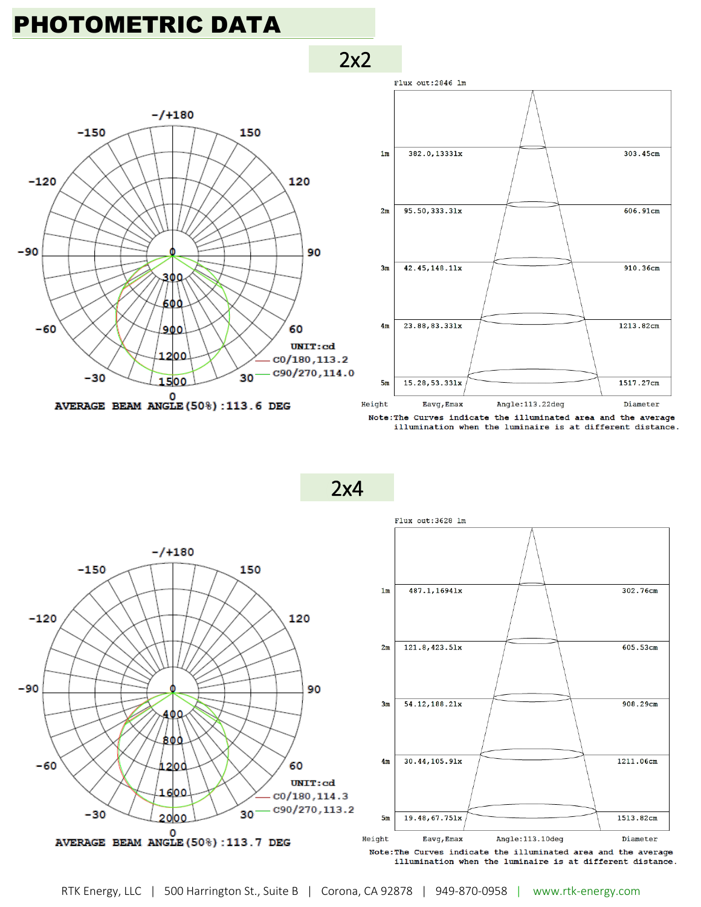# PHOTOMETRIC DATA

## 2x2

UNIT:cd

C0/180,113.2

C90/270,114.0

AVERAGE BEAM ANGLE(50%):113.6 DEG

Flux out:2846 lm

| Height | Eavg,Emax | Diameter |
|---|---|---|
| 1m | 382.0,1333lx | 303.45cm |
| 2m | 95.50,333.3lx | 606.91cm |
| 3m | 42.45,148.1lx | 910.36cm |
| 4m | 23.88,83.33lx | 1213.82cm |
| 5m | 15.28,53.33lx | 1517.27cm |

Angle:113.22deg

Note:The Curves indicate the illuminated area and the average illumination when the luminaire is at different distance.

## 2x4

UNIT:cd

C0/180,114.3

C90/270,113.2

AVERAGE BEAM ANGLE(50%):113.7 DEG

Flux out:3628 lm

| Height | Eavg,Emax | Diameter |
|---|---|---|
| 1m | 487.1,1694lx | 302.76cm |
| 2m | 121.8,423.5lx | 605.53cm |
| 3m | 54.12,188.2lx | 908.29cm |
| 4m | 30.44,105.9lx | 1211.06cm |
| 5m | 19.48,67.75lx | 1513.82cm |

Angle:113.10deg

Note:The Curves indicate the illuminated area and the average illumination when the luminaire is at different distance.

RTK Energy, LLC | 500 Harrington St., Suite B | Corona, CA 92878 | 949-870-0958 | www.rtk-energy.com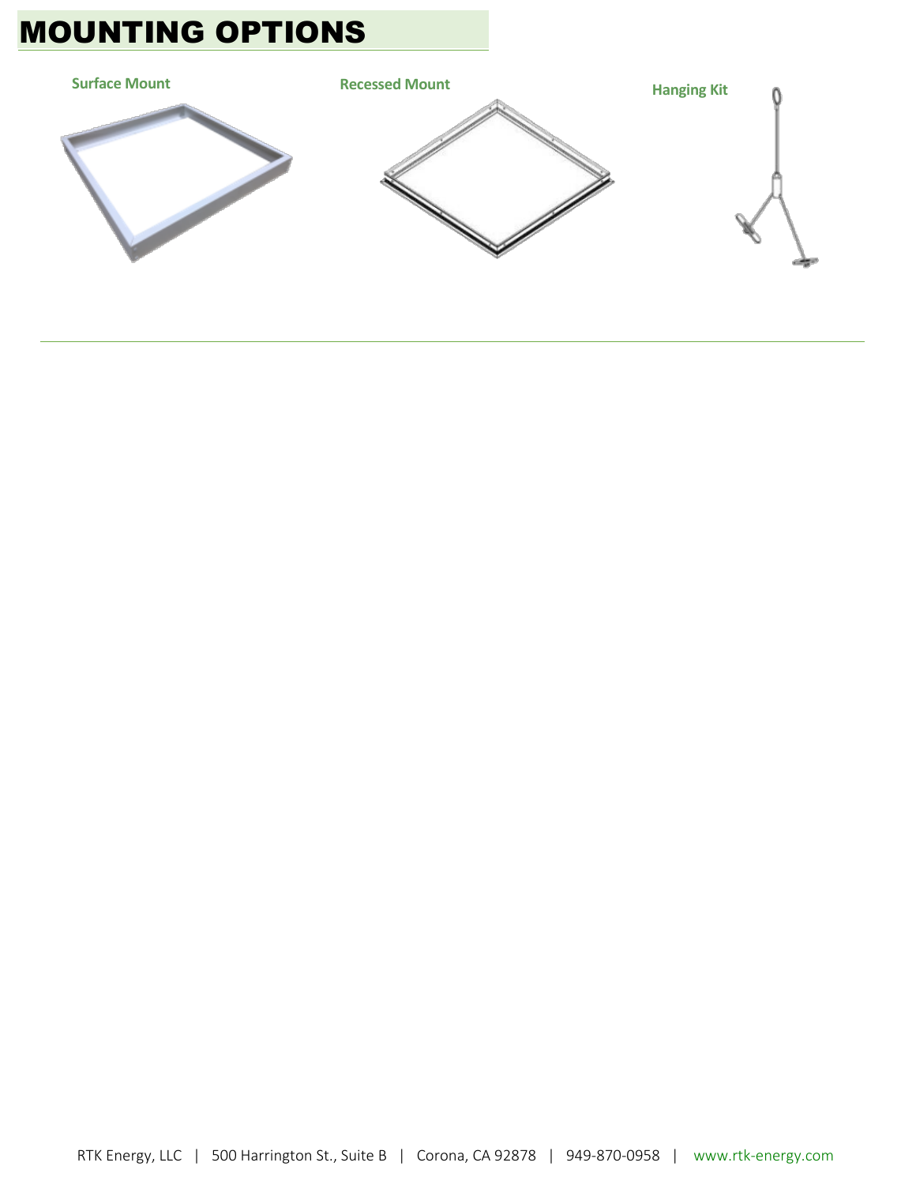# MOUNTING OPTIONS

**Surface Mount**

**Recessed Mount**

**Hanging Kit**